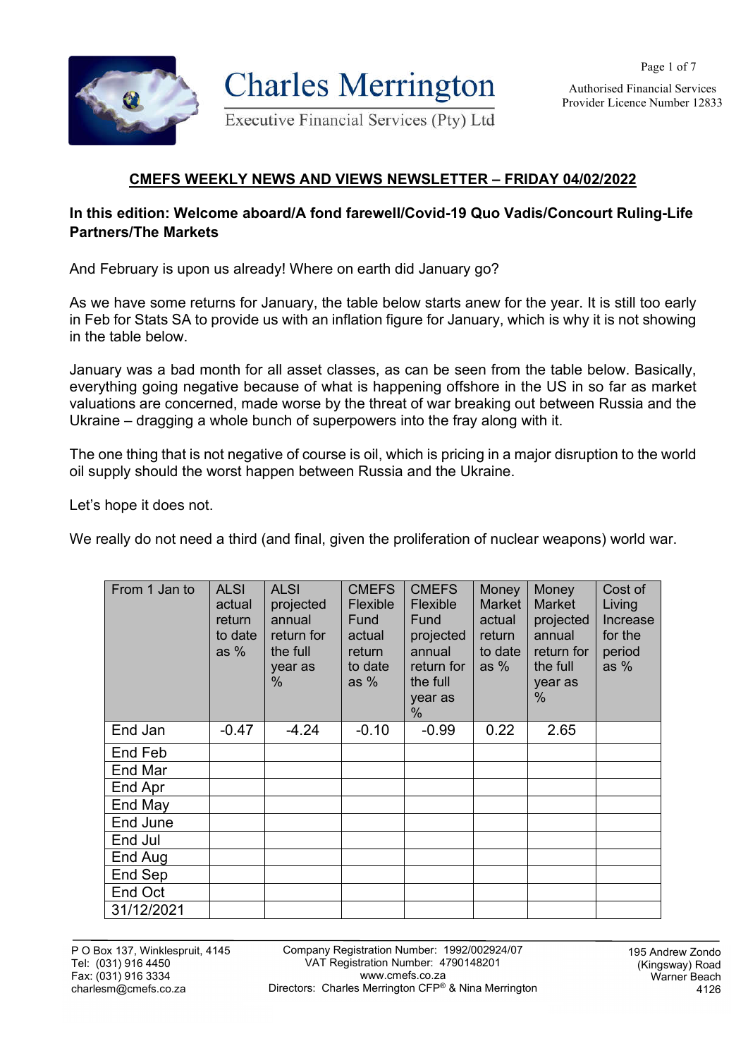# Charles Merrington

Executive Financial Services (Pty) Ltd

Authorised Financial Services Provider Licence Number 12833

## CMEFS WEEKLY NEWS AND VIEWS NEWSLETTER – FRIDAY 04/02/2022

**In this edition: Welcome aboard/A fond farewell/Covid-19 Quo Vadis/Concourt Ruling-Life Partners/The Markets**

And February is upon us already! Where on earth did January go?

As we have some returns for January, the table below starts anew for the year. It is still too early in Feb for Stats SA to provide us with an inflation figure for January, which is why it is not showing in the table below.

January was a bad month for all asset classes, as can be seen from the table below. Basically, everything going negative because of what is happening offshore in the US in so far as market valuations are concerned, made worse by the threat of war breaking out between Russia and the Ukraine – dragging a whole bunch of superpowers into the fray along with it.

The one thing that is not negative of course is oil, which is pricing in a major disruption to the world oil supply should the worst happen between Russia and the Ukraine.

Let's hope it does not.

We really do not need a third (and final, given the proliferation of nuclear weapons) world war.

| From 1 Jan to | ALSI actual return to date as % | ALSI projected annual return for the full year as % | CMEFS Flexible Fund actual return to date as % | CMEFS Flexible Fund projected annual return for the full year as % | Money Market actual return to date as % | Money Market projected annual return for the full year as % | Cost of Living Increase for the period as % |
|---|---|---|---|---|---|---|---|
| End Jan | -0.47 | -4.24 | -0.10 | -0.99 | 0.22 | 2.65 | |
| End Feb | | | | | | | |
| End Mar | | | | | | | |
| End Apr | | | | | | | |
| End May | | | | | | | |
| End June | | | | | | | |
| End Jul | | | | | | | |
| End Aug | | | | | | | |
| End Sep | | | | | | | |
| End Oct | | | | | | | |
| 31/12/2021 | | | | | | | |

P O Box 137, Winklespruit, 4145
Tel: (031) 916 4450
Fax: (031) 916 3334
charlesm@cmefs.co.za

Company Registration Number: 1992/002924/07
VAT Registration Number: 4790148201
www.cmefs.co.za
Directors: Charles Merrington CFP® & Nina Merrington

195 Andrew Zondo (Kingsway) Road
Warner Beach
4126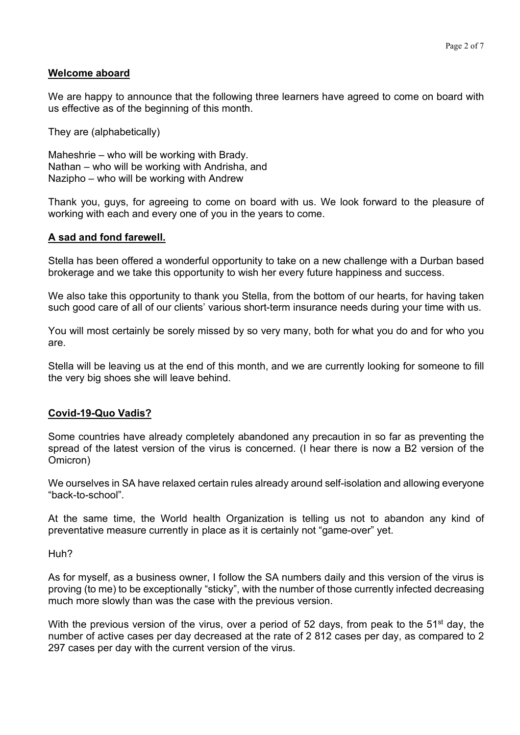## Welcome aboard

We are happy to announce that the following three learners have agreed to come on board with us effective as of the beginning of this month.

They are (alphabetically)

Maheshrie – who will be working with Brady.
Nathan – who will be working with Andrisha, and
Nazipho – who will be working with Andrew

Thank you, guys, for agreeing to come on board with us. We look forward to the pleasure of working with each and every one of you in the years to come.

## A sad and fond farewell.

Stella has been offered a wonderful opportunity to take on a new challenge with a Durban based brokerage and we take this opportunity to wish her every future happiness and success.

We also take this opportunity to thank you Stella, from the bottom of our hearts, for having taken such good care of all of our clients' various short-term insurance needs during your time with us.

You will most certainly be sorely missed by so very many, both for what you do and for who you are.

Stella will be leaving us at the end of this month, and we are currently looking for someone to fill the very big shoes she will leave behind.

## Covid-19-Quo Vadis?

Some countries have already completely abandoned any precaution in so far as preventing the spread of the latest version of the virus is concerned. (I hear there is now a B2 version of the Omicron)

We ourselves in SA have relaxed certain rules already around self-isolation and allowing everyone "back-to-school".

At the same time, the World health Organization is telling us not to abandon any kind of preventative measure currently in place as it is certainly not "game-over" yet.

Huh?

As for myself, as a business owner, I follow the SA numbers daily and this version of the virus is proving (to me) to be exceptionally "sticky", with the number of those currently infected decreasing much more slowly than was the case with the previous version.

With the previous version of the virus, over a period of 52 days, from peak to the 51st day, the number of active cases per day decreased at the rate of 2 812 cases per day, as compared to 2 297 cases per day with the current version of the virus.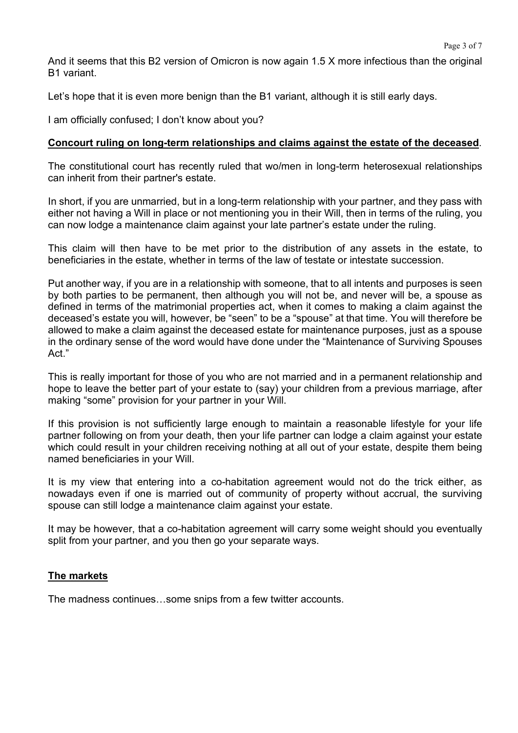And it seems that this B2 version of Omicron is now again 1.5 X more infectious than the original B1 variant.

Let's hope that it is even more benign than the B1 variant, although it is still early days.

I am officially confused; I don't know about you?

**Concourt ruling on long-term relationships and claims against the estate of the deceased**.

The constitutional court has recently ruled that wo/men in long-term heterosexual relationships can inherit from their partner's estate.

In short, if you are unmarried, but in a long-term relationship with your partner, and they pass with either not having a Will in place or not mentioning you in their Will, then in terms of the ruling, you can now lodge a maintenance claim against your late partner's estate under the ruling.

This claim will then have to be met prior to the distribution of any assets in the estate, to beneficiaries in the estate, whether in terms of the law of testate or intestate succession.

Put another way, if you are in a relationship with someone, that to all intents and purposes is seen by both parties to be permanent, then although you will not be, and never will be, a spouse as defined in terms of the matrimonial properties act, when it comes to making a claim against the deceased's estate you will, however, be "seen" to be a "spouse" at that time. You will therefore be allowed to make a claim against the deceased estate for maintenance purposes, just as a spouse in the ordinary sense of the word would have done under the "Maintenance of Surviving Spouses Act."

This is really important for those of you who are not married and in a permanent relationship and hope to leave the better part of your estate to (say) your children from a previous marriage, after making "some" provision for your partner in your Will.

If this provision is not sufficiently large enough to maintain a reasonable lifestyle for your life partner following on from your death, then your life partner can lodge a claim against your estate which could result in your children receiving nothing at all out of your estate, despite them being named beneficiaries in your Will.

It is my view that entering into a co-habitation agreement would not do the trick either, as nowadays even if one is married out of community of property without accrual, the surviving spouse can still lodge a maintenance claim against your estate.

It may be however, that a co-habitation agreement will carry some weight should you eventually split from your partner, and you then go your separate ways.

**The markets**

The madness continues…some snips from a few twitter accounts.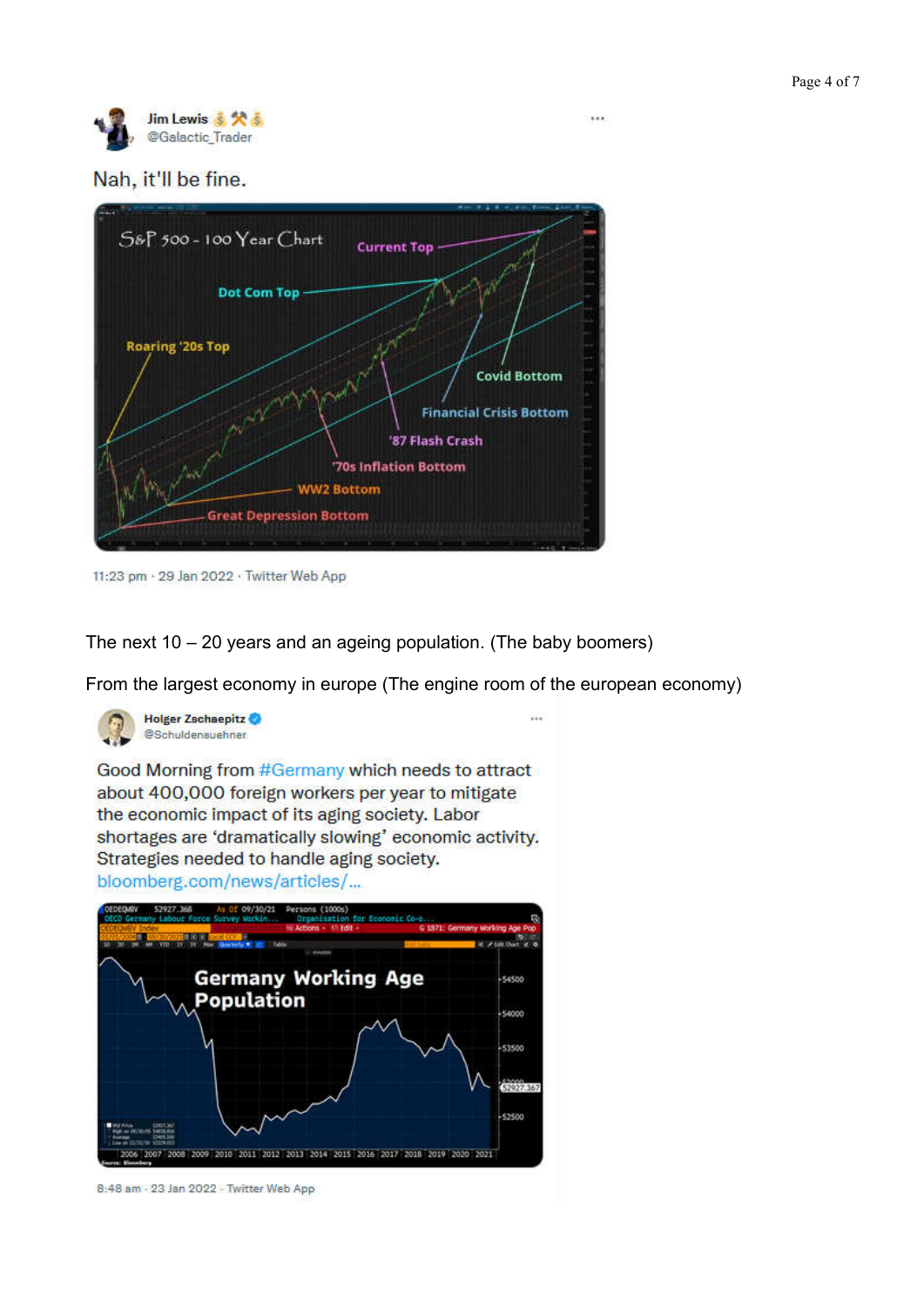Jim Lewis 💰⚒💰
@Galactic_Trader

Nah, it'll be fine.

S&P 500 - 100 Year Chart

Current Top

Dot Com Top

Roaring '20s Top

Covid Bottom

Financial Crisis Bottom

'87 Flash Crash

'70s Inflation Bottom

WW2 Bottom

Great Depression Bottom

11:23 pm · 29 Jan 2022 · Twitter Web App

The next 10 – 20 years and an ageing population. (The baby boomers)

From the largest economy in europe (The engine room of the european economy)

Holger Zschaepitz
@Schuldensuehner

Good Morning from #Germany which needs to attract about 400,000 foreign workers per year to mitigate the economic impact of its aging society. Labor shortages are 'dramatically slowing' economic activity. Strategies needed to handle aging society. bloomberg.com/news/articles/...

Germany Working Age Population

8:48 am · 23 Jan 2022 · Twitter Web App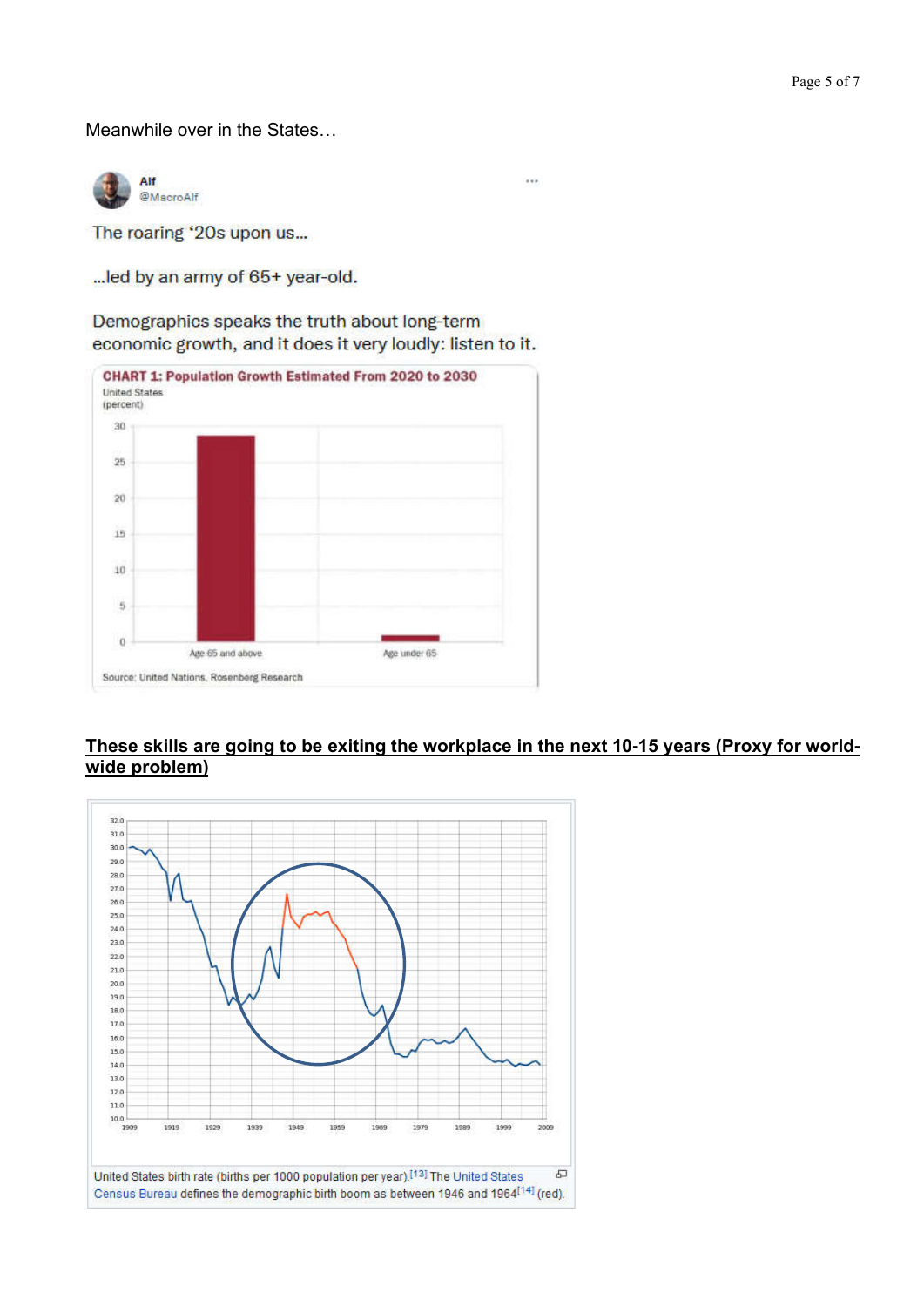Meanwhile over in the States…

Alf
@MacroAlf

The roaring '20s upon us...

...led by an army of 65+ year-old.

Demographics speaks the truth about long-term economic growth, and it does it very loudly: listen to it.

**CHART 1: Population Growth Estimated From 2020 to 2030**
United States
(percent)

Age 65 and above | Age under 65

Source: United Nations, Rosenberg Research

**<u>These skills are going to be exiting the workplace in the next 10-15 years (Proxy for world-wide problem)</u>**

United States birth rate (births per 1000 population per year).[13] The United States Census Bureau defines the demographic birth boom as between 1946 and 1964[14] (red).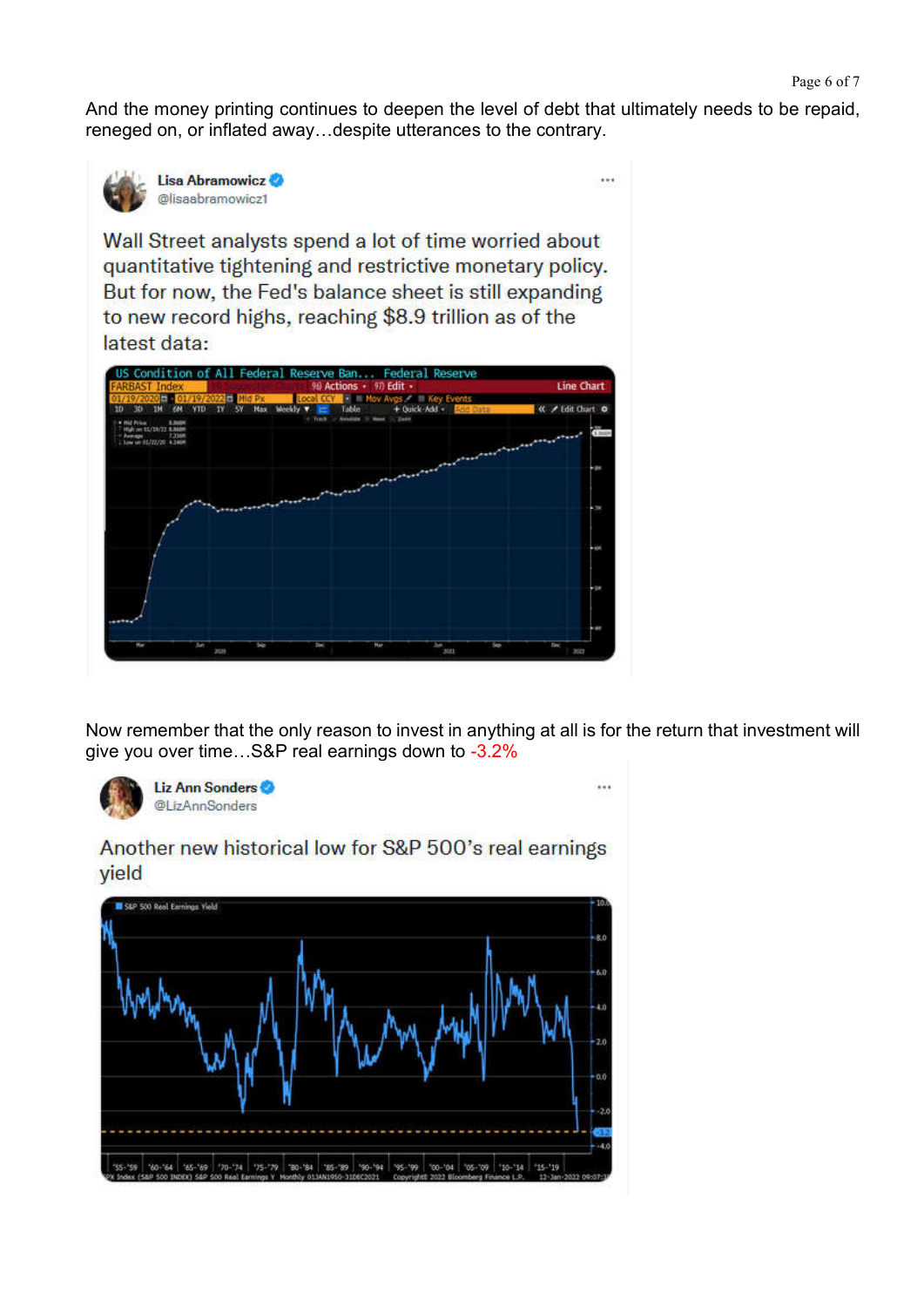And the money printing continues to deepen the level of debt that ultimately needs to be repaid, reneged on, or inflated away…despite utterances to the contrary.

**Lisa Abramowicz** @lisaabramowicz1

Wall Street analysts spend a lot of time worried about quantitative tightening and restrictive monetary policy. But for now, the Fed's balance sheet is still expanding to new record highs, reaching $8.9 trillion as of the latest data:

Now remember that the only reason to invest in anything at all is for the return that investment will give you over time…S&P real earnings down to -3.2%

**Liz Ann Sonders** @LizAnnSonders

Another new historical low for S&P 500's real earnings yield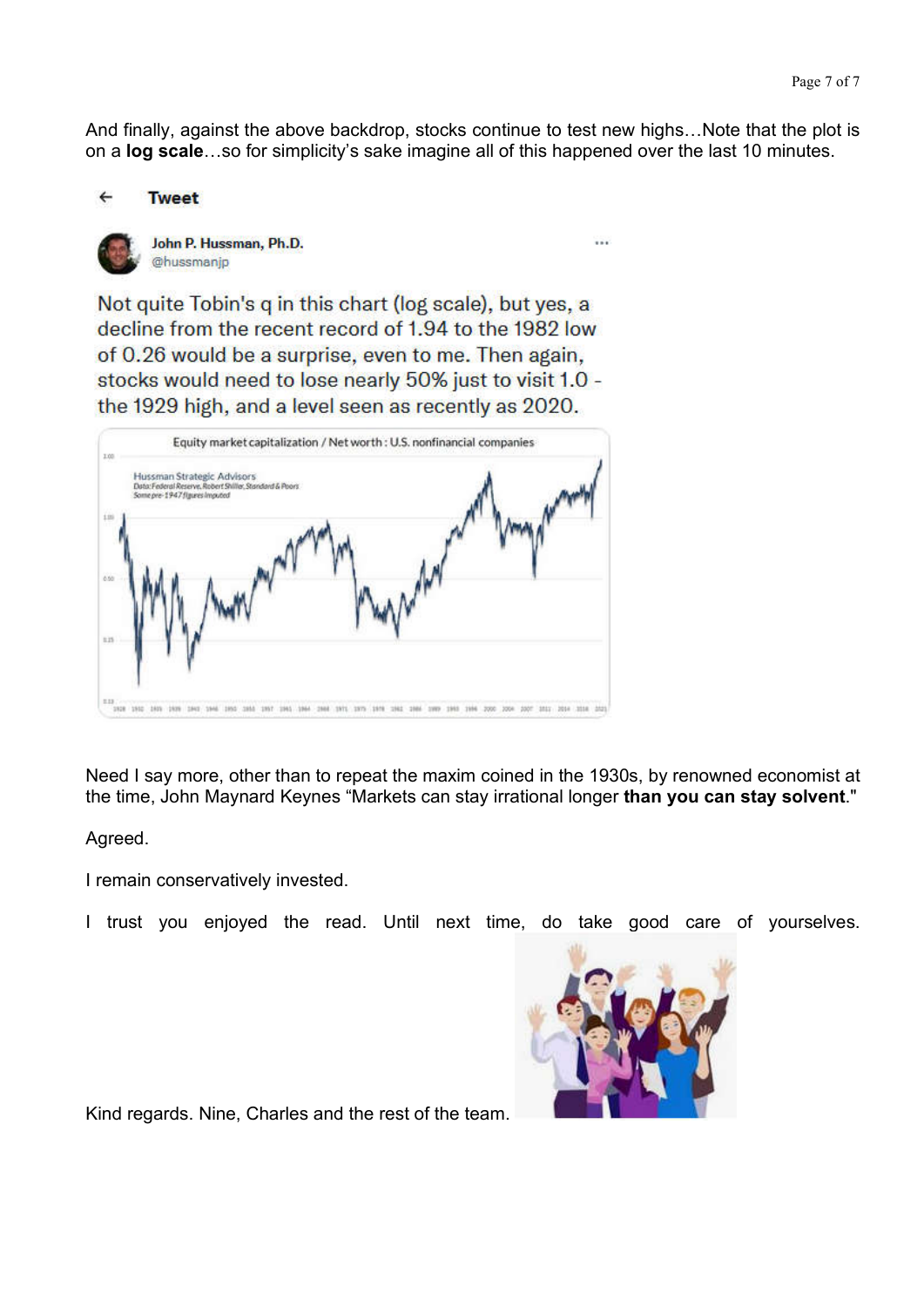And finally, against the above backdrop, stocks continue to test new highs…Note that the plot is on a **log scale**…so for simplicity's sake imagine all of this happened over the last 10 minutes.

Tweet

John P. Hussman, Ph.D.
@hussmanjp

Not quite Tobin's q in this chart (log scale), but yes, a decline from the recent record of 1.94 to the 1982 low of 0.26 would be a surprise, even to me. Then again, stocks would need to lose nearly 50% just to visit 1.0 - the 1929 high, and a level seen as recently as 2020.

Equity market capitalization / Net worth : U.S. nonfinancial companies

Hussman Strategic Advisors
Data: Federal Reserve, Robert Shiller, Standard & Poors
Some pre-1947 figures imputed

Need I say more, other than to repeat the maxim coined in the 1930s, by renowned economist at the time, John Maynard Keynes "Markets can stay irrational longer **than you can stay solvent**."

Agreed.

I remain conservatively invested.

I trust you enjoyed the read. Until next time, do take good care of yourselves.

Kind regards. Nine, Charles and the rest of the team.